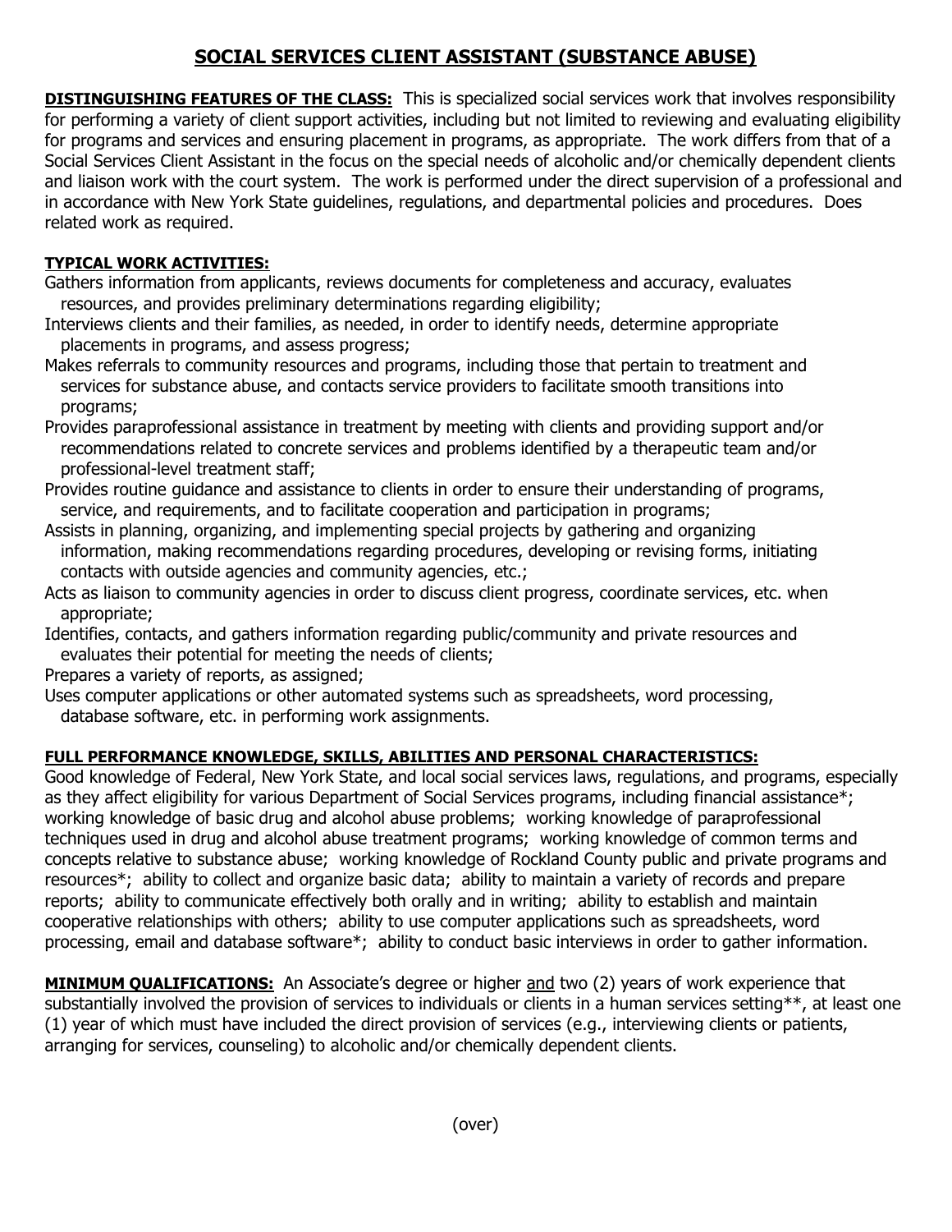# SOCIAL SERVICES CLIENT ASSISTANT (SUBSTANCE ABUSE)

**DISTINGUISHING FEATURES OF THE CLASS:** This is specialized social services work that involves responsibility for performing a variety of client support activities, including but not limited to reviewing and evaluating eligibility for programs and services and ensuring placement in programs, as appropriate. The work differs from that of a Social Services Client Assistant in the focus on the special needs of alcoholic and/or chemically dependent clients and liaison work with the court system. The work is performed under the direct supervision of a professional and in accordance with New York State guidelines, regulations, and departmental policies and procedures. Does related work as required.

**TYPICAL WORK ACTIVITIES:**

Gathers information from applicants, reviews documents for completeness and accuracy, evaluates resources, and provides preliminary determinations regarding eligibility;

Interviews clients and their families, as needed, in order to identify needs, determine appropriate placements in programs, and assess progress;

Makes referrals to community resources and programs, including those that pertain to treatment and services for substance abuse, and contacts service providers to facilitate smooth transitions into programs;

Provides paraprofessional assistance in treatment by meeting with clients and providing support and/or recommendations related to concrete services and problems identified by a therapeutic team and/or professional-level treatment staff;

Provides routine guidance and assistance to clients in order to ensure their understanding of programs, service, and requirements, and to facilitate cooperation and participation in programs;

Assists in planning, organizing, and implementing special projects by gathering and organizing information, making recommendations regarding procedures, developing or revising forms, initiating contacts with outside agencies and community agencies, etc.;

Acts as liaison to community agencies in order to discuss client progress, coordinate services, etc. when appropriate;

Identifies, contacts, and gathers information regarding public/community and private resources and evaluates their potential for meeting the needs of clients;

Prepares a variety of reports, as assigned;

Uses computer applications or other automated systems such as spreadsheets, word processing, database software, etc. in performing work assignments.

**FULL PERFORMANCE KNOWLEDGE, SKILLS, ABILITIES AND PERSONAL CHARACTERISTICS:**

Good knowledge of Federal, New York State, and local social services laws, regulations, and programs, especially as they affect eligibility for various Department of Social Services programs, including financial assistance*; working knowledge of basic drug and alcohol abuse problems; working knowledge of paraprofessional techniques used in drug and alcohol abuse treatment programs; working knowledge of common terms and concepts relative to substance abuse; working knowledge of Rockland County public and private programs and resources*; ability to collect and organize basic data; ability to maintain a variety of records and prepare reports; ability to communicate effectively both orally and in writing; ability to establish and maintain cooperative relationships with others; ability to use computer applications such as spreadsheets, word processing, email and database software*; ability to conduct basic interviews in order to gather information.

**MINIMUM QUALIFICATIONS:** An Associate's degree or higher and two (2) years of work experience that substantially involved the provision of services to individuals or clients in a human services setting**, at least one (1) year of which must have included the direct provision of services (e.g., interviewing clients or patients, arranging for services, counseling) to alcoholic and/or chemically dependent clients.

(over)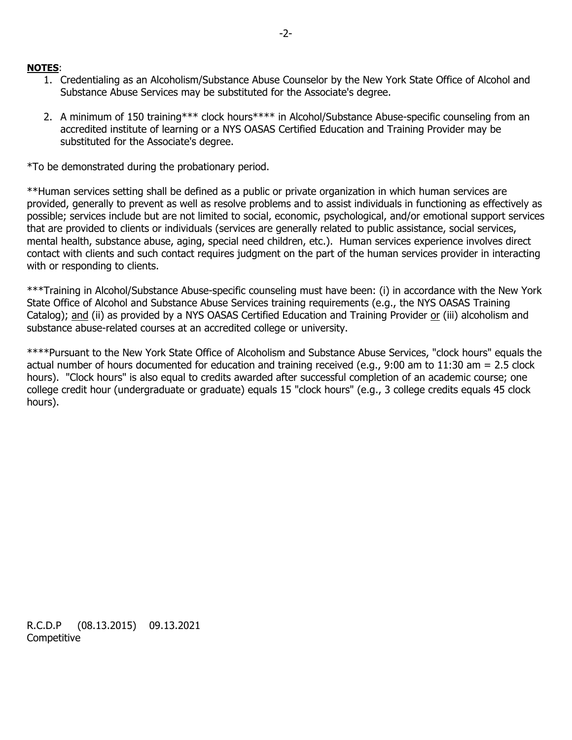**NOTES**:

1. Credentialing as an Alcoholism/Substance Abuse Counselor by the New York State Office of Alcohol and Substance Abuse Services may be substituted for the Associate's degree.

2. A minimum of 150 training*** clock hours**** in Alcohol/Substance Abuse-specific counseling from an accredited institute of learning or a NYS OASAS Certified Education and Training Provider may be substituted for the Associate's degree.

*To be demonstrated during the probationary period.

**Human services setting shall be defined as a public or private organization in which human services are provided, generally to prevent as well as resolve problems and to assist individuals in functioning as effectively as possible; services include but are not limited to social, economic, psychological, and/or emotional support services that are provided to clients or individuals (services are generally related to public assistance, social services, mental health, substance abuse, aging, special need children, etc.). Human services experience involves direct contact with clients and such contact requires judgment on the part of the human services provider in interacting with or responding to clients.

***Training in Alcohol/Substance Abuse-specific counseling must have been: (i) in accordance with the New York State Office of Alcohol and Substance Abuse Services training requirements (e.g., the NYS OASAS Training Catalog); and (ii) as provided by a NYS OASAS Certified Education and Training Provider or (iii) alcoholism and substance abuse-related courses at an accredited college or university.

****Pursuant to the New York State Office of Alcoholism and Substance Abuse Services, "clock hours" equals the actual number of hours documented for education and training received (e.g., 9:00 am to 11:30 am = 2.5 clock hours). "Clock hours" is also equal to credits awarded after successful completion of an academic course; one college credit hour (undergraduate or graduate) equals 15 "clock hours" (e.g., 3 college credits equals 45 clock hours).

R.C.D.P (08.13.2015) 09.13.2021
Competitive